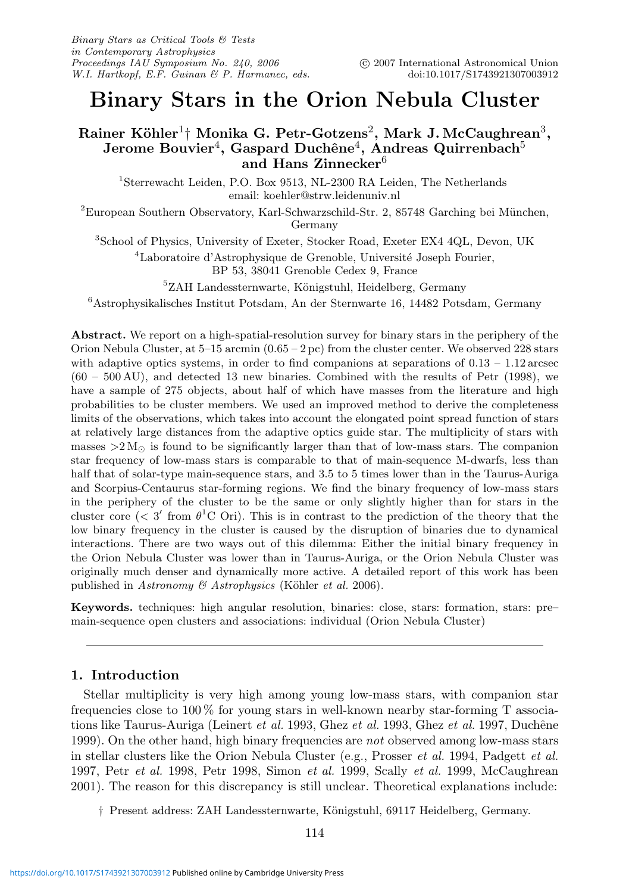# Binary Stars in the Orion Nebula Cluster

**Rainer Köhler[1]† Monika G. Petr-Gotzens[2], Mark J. McCaughrean[3], Jerome Bouvier[4], Gaspard Duchêne[4], Andreas Quirrenbach[5] and Hans Zinnecker[6]**

[1]Sterrewacht Leiden, P.O. Box 9513, NL-2300 RA Leiden, The Netherlands
email: koehler@strw.leidenuniv.nl

[2]European Southern Observatory, Karl-Schwarzschild-Str. 2, 85748 Garching bei München, Germany

[3]School of Physics, University of Exeter, Stocker Road, Exeter EX4 4QL, Devon, UK

[4]Laboratoire d'Astrophysique de Grenoble, Université Joseph Fourier, BP 53, 38041 Grenoble Cedex 9, France

[5]ZAH Landessternwarte, Königstuhl, Heidelberg, Germany

[6]Astrophysikalisches Institut Potsdam, An der Sternwarte 16, 14482 Potsdam, Germany

**Abstract.** We report on a high-spatial-resolution survey for binary stars in the periphery of the Orion Nebula Cluster, at 5–15 arcmin (0.65 – 2 pc) from the cluster center. We observed 228 stars with adaptive optics systems, in order to find companions at separations of 0.13 – 1.12 arcsec (60 – 500 AU), and detected 13 new binaries. Combined with the results of Petr (1998), we have a sample of 275 objects, about half of which have masses from the literature and high probabilities to be cluster members. We used an improved method to derive the completeness limits of the observations, which takes into account the elongated point spread function of stars at relatively large distances from the adaptive optics guide star. The multiplicity of stars with masses $>2\,M_\odot$ is found to be significantly larger than that of low-mass stars. The companion star frequency of low-mass stars is comparable to that of main-sequence M-dwarfs, less than half that of solar-type main-sequence stars, and 3.5 to 5 times lower than in the Taurus-Auriga and Scorpius-Centaurus star-forming regions. We find the binary frequency of low-mass stars in the periphery of the cluster to be the same or only slightly higher than for stars in the cluster core ($< 3'$ from $\theta^1$C Ori). This is in contrast to the prediction of the theory that the low binary frequency in the cluster is caused by the disruption of binaries due to dynamical interactions. There are two ways out of this dilemma: Either the initial binary frequency in the Orion Nebula Cluster was lower than in Taurus-Auriga, or the Orion Nebula Cluster was originally much denser and dynamically more active. A detailed report of this work has been published in *Astronomy & Astrophysics* (Köhler *et al.* 2006).

**Keywords.** techniques: high angular resolution, binaries: close, stars: formation, stars: pre–main-sequence open clusters and associations: individual (Orion Nebula Cluster)

## 1. Introduction

Stellar multiplicity is very high among young low-mass stars, with companion star frequencies close to 100 % for young stars in well-known nearby star-forming T associations like Taurus-Auriga (Leinert *et al.* 1993, Ghez *et al.* 1993, Ghez *et al.* 1997, Duchêne 1999). On the other hand, high binary frequencies are *not* observed among low-mass stars in stellar clusters like the Orion Nebula Cluster (e.g., Prosser *et al.* 1994, Padgett *et al.* 1997, Petr *et al.* 1998, Petr 1998, Simon *et al.* 1999, Scally *et al.* 1999, McCaughrean 2001). The reason for this discrepancy is still unclear. Theoretical explanations include:

† Present address: ZAH Landessternwarte, Königstuhl, 69117 Heidelberg, Germany.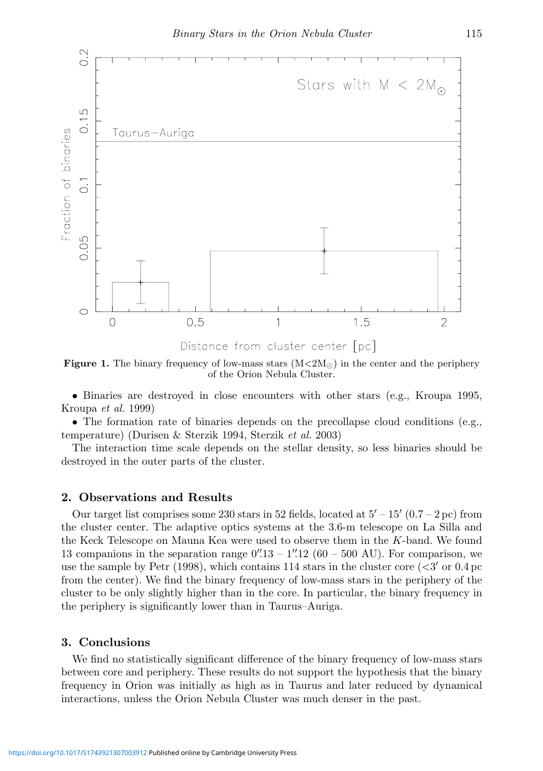**Figure 1.** The binary frequency of low-mass stars ($M<2M_\odot$) in the center and the periphery of the Orion Nebula Cluster.

- Binaries are destroyed in close encounters with other stars (e.g., Kroupa 1995, Kroupa *et al.* 1999)
- The formation rate of binaries depends on the precollapse cloud conditions (e.g., temperature) (Durisen & Sterzik 1994, Sterzik *et al.* 2003)

The interaction time scale depends on the stellar density, so less binaries should be destroyed in the outer parts of the cluster.

## 2. Observations and Results

Our target list comprises some 230 stars in 52 fields, located at $5' - 15'$ (0.7 – 2 pc) from the cluster center. The adaptive optics systems at the 3.6-m telescope on La Silla and the Keck Telescope on Mauna Kea were used to observe them in the $K$-band. We found 13 companions in the separation range $0\farcs13 - 1\farcs12$ (60 – 500 AU). For comparison, we use the sample by Petr (1998), which contains 114 stars in the cluster core ($<3'$ or 0.4 pc from the center). We find the binary frequency of low-mass stars in the periphery of the cluster to be only slightly higher than in the core. In particular, the binary frequency in the periphery is significantly lower than in Taurus–Auriga.

## 3. Conclusions

We find no statistically significant difference of the binary frequency of low-mass stars between core and periphery. These results do not support the hypothesis that the binary frequency in Orion was initially as high as in Taurus and later reduced by dynamical interactions, unless the Orion Nebula Cluster was much denser in the past.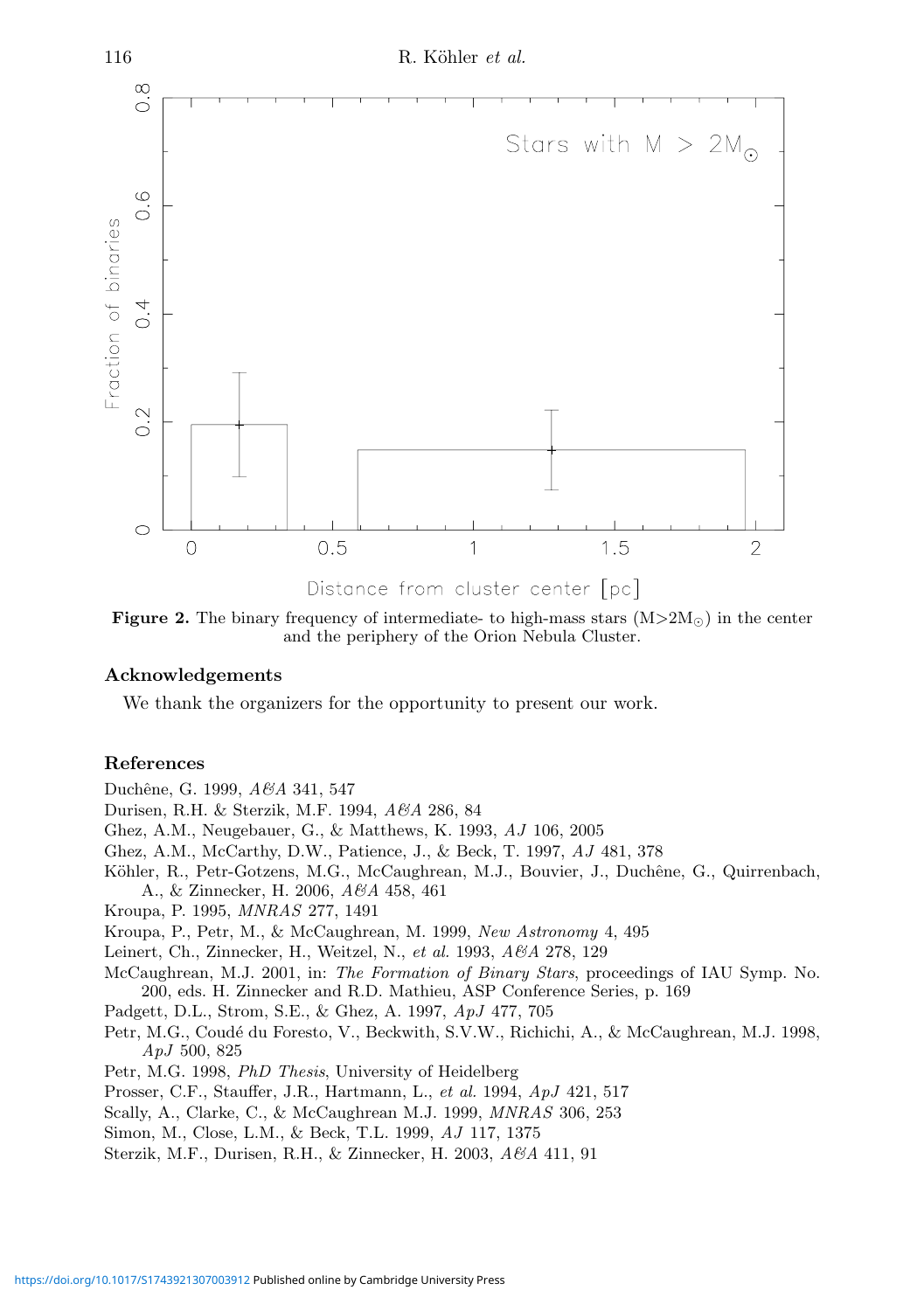Stars with M > 2M$_\odot$

Fraction of binaries

0.8
0.6
0.4
0.2
0

0
0.5
1
1.5
2

Distance from cluster center [pc]

**Figure 2.** The binary frequency of intermediate- to high-mass stars (M>2M$_\odot$) in the center and the periphery of the Orion Nebula Cluster.

## Acknowledgements

We thank the organizers for the opportunity to present our work.

## References

Duchêne, G. 1999, *A&A* 341, 547

Durisen, R.H. & Sterzik, M.F. 1994, *A&A* 286, 84

Ghez, A.M., Neugebauer, G., & Matthews, K. 1993, *AJ* 106, 2005

Ghez, A.M., McCarthy, D.W., Patience, J., & Beck, T. 1997, *AJ* 481, 378

Köhler, R., Petr-Gotzens, M.G., McCaughrean, M.J., Bouvier, J., Duchêne, G., Quirrenbach, A., & Zinnecker, H. 2006, *A&A* 458, 461

Kroupa, P. 1995, *MNRAS* 277, 1491

Kroupa, P., Petr, M., & McCaughrean, M. 1999, *New Astronomy* 4, 495

Leinert, Ch., Zinnecker, H., Weitzel, N., *et al.* 1993, *A&A* 278, 129

McCaughrean, M.J. 2001, in: *The Formation of Binary Stars*, proceedings of IAU Symp. No. 200, eds. H. Zinnecker and R.D. Mathieu, ASP Conference Series, p. 169

Padgett, D.L., Strom, S.E., & Ghez, A. 1997, *ApJ* 477, 705

Petr, M.G., Coudé du Foresto, V., Beckwith, S.V.W., Richichi, A., & McCaughrean, M.J. 1998, *ApJ* 500, 825

Petr, M.G. 1998, *PhD Thesis*, University of Heidelberg

Prosser, C.F., Stauffer, J.R., Hartmann, L., *et al.* 1994, *ApJ* 421, 517

Scally, A., Clarke, C., & McCaughrean M.J. 1999, *MNRAS* 306, 253

Simon, M., Close, L.M., & Beck, T.L. 1999, *AJ* 117, 1375

Sterzik, M.F., Durisen, R.H., & Zinnecker, H. 2003, *A&A* 411, 91